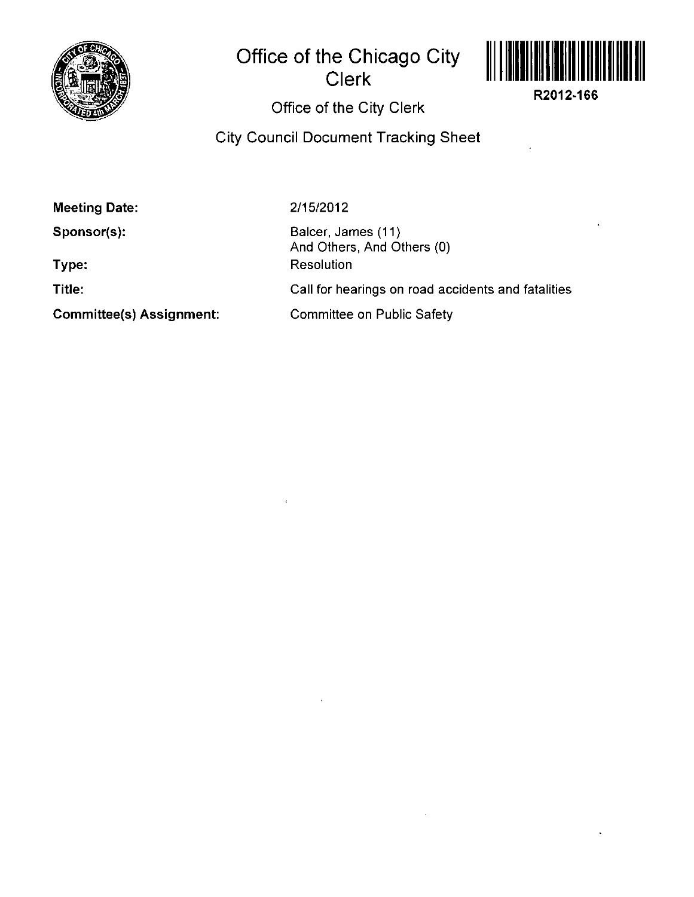# Office of the Chicago City Clerk

R2012-166

## Office of the City Clerk

## City Council Document Tracking Sheet

| | |
|---|---|
| **Meeting Date:** | 2/15/2012 |
| **Sponsor(s):** | Balcer, James (11)<br>And Others, And Others (0) |
| **Type:** | Resolution |
| **Title:** | Call for hearings on road accidents and fatalities |
| **Committee(s) Assignment:** | Committee on Public Safety |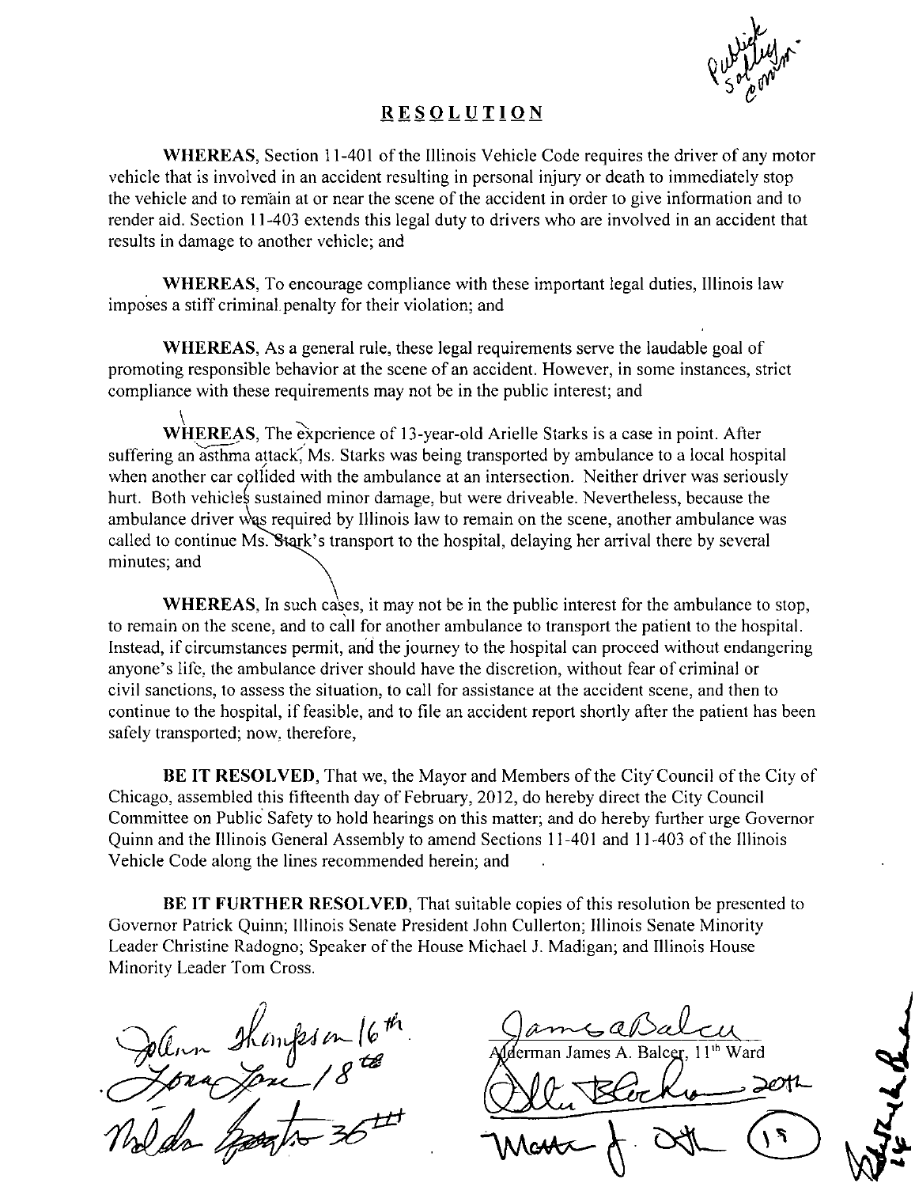# RESOLUTION

**WHEREAS**, Section 11-401 of the Illinois Vehicle Code requires the driver of any motor vehicle that is involved in an accident resulting in personal injury or death to immediately stop the vehicle and to remain at or near the scene of the accident in order to give information and to render aid. Section 11-403 extends this legal duty to drivers who are involved in an accident that results in damage to another vehicle; and

**WHEREAS**, To encourage compliance with these important legal duties, Illinois law imposes a stiff criminal penalty for their violation; and

**WHEREAS**, As a general rule, these legal requirements serve the laudable goal of promoting responsible behavior at the scene of an accident. However, in some instances, strict compliance with these requirements may not be in the public interest; and

**WHEREAS**, The experience of 13-year-old Arielle Starks is a case in point. After suffering an asthma attack, Ms. Starks was being transported by ambulance to a local hospital when another car collided with the ambulance at an intersection. Neither driver was seriously hurt. Both vehicles sustained minor damage, but were driveable. Nevertheless, because the ambulance driver was required by Illinois law to remain on the scene, another ambulance was called to continue Ms. Stark's transport to the hospital, delaying her arrival there by several minutes; and

**WHEREAS**, In such cases, it may not be in the public interest for the ambulance to stop, to remain on the scene, and to call for another ambulance to transport the patient to the hospital. Instead, if circumstances permit, and the journey to the hospital can proceed without endangering anyone's life, the ambulance driver should have the discretion, without fear of criminal or civil sanctions, to assess the situation, to call for assistance at the accident scene, and then to continue to the hospital, if feasible, and to file an accident report shortly after the patient has been safely transported; now, therefore,

**BE IT RESOLVED**, That we, the Mayor and Members of the City Council of the City of Chicago, assembled this fifteenth day of February, 2012, do hereby direct the City Council Committee on Public Safety to hold hearings on this matter; and do hereby further urge Governor Quinn and the Illinois General Assembly to amend Sections 11-401 and 11-403 of the Illinois Vehicle Code along the lines recommended herein; and

**BE IT FURTHER RESOLVED**, That suitable copies of this resolution be presented to Governor Patrick Quinn; Illinois Senate President John Cullerton; Illinois Senate Minority Leader Christine Radogno; Speaker of the House Michael J. Madigan; and Illinois House Minority Leader Tom Cross.

James A. Balcer
Alderman James A. Balcer, 11th Ward